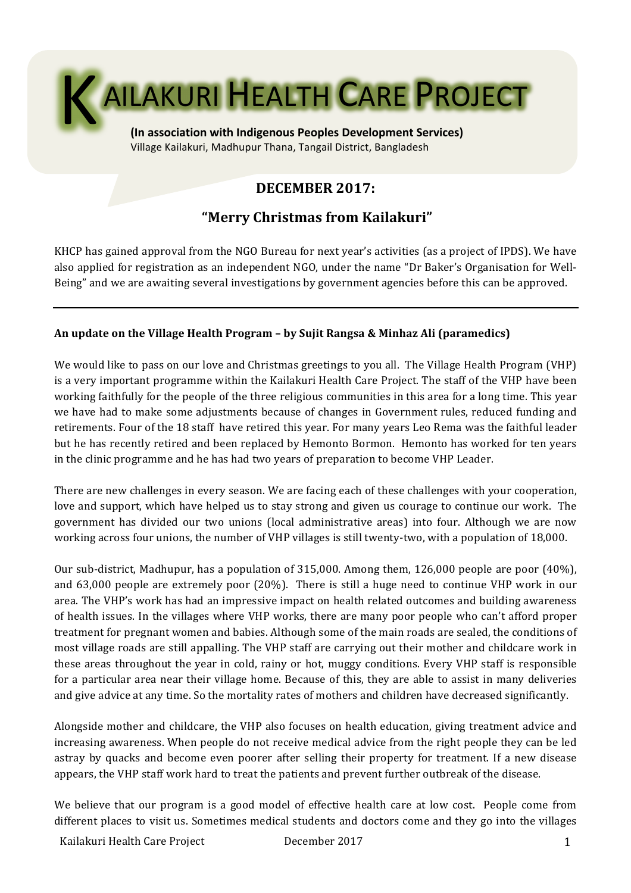# KAILAKURI HEALTH CARE PROJECT

**(In association with Indigenous Peoples Development Services)**
Village Kailakuri, Madhupur Thana, Tangail District, Bangladesh

## DECEMBER 2017:

## "Merry Christmas from Kailakuri"

KHCP has gained approval from the NGO Bureau for next year's activities (as a project of IPDS). We have also applied for registration as an independent NGO, under the name "Dr Baker's Organisation for Well-Being" and we are awaiting several investigations by government agencies before this can be approved.

---

**An update on the Village Health Program – by Sujit Rangsa & Minhaz Ali (paramedics)**

We would like to pass on our love and Christmas greetings to you all. The Village Health Program (VHP) is a very important programme within the Kailakuri Health Care Project. The staff of the VHP have been working faithfully for the people of the three religious communities in this area for a long time. This year we have had to make some adjustments because of changes in Government rules, reduced funding and retirements. Four of the 18 staff have retired this year. For many years Leo Rema was the faithful leader but he has recently retired and been replaced by Hemonto Bormon. Hemonto has worked for ten years in the clinic programme and he has had two years of preparation to become VHP Leader.

There are new challenges in every season. We are facing each of these challenges with your cooperation, love and support, which have helped us to stay strong and given us courage to continue our work. The government has divided our two unions (local administrative areas) into four. Although we are now working across four unions, the number of VHP villages is still twenty-two, with a population of 18,000.

Our sub-district, Madhupur, has a population of 315,000. Among them, 126,000 people are poor (40%), and 63,000 people are extremely poor (20%). There is still a huge need to continue VHP work in our area. The VHP's work has had an impressive impact on health related outcomes and building awareness of health issues. In the villages where VHP works, there are many poor people who can't afford proper treatment for pregnant women and babies. Although some of the main roads are sealed, the conditions of most village roads are still appalling. The VHP staff are carrying out their mother and childcare work in these areas throughout the year in cold, rainy or hot, muggy conditions. Every VHP staff is responsible for a particular area near their village home. Because of this, they are able to assist in many deliveries and give advice at any time. So the mortality rates of mothers and children have decreased significantly.

Alongside mother and childcare, the VHP also focuses on health education, giving treatment advice and increasing awareness. When people do not receive medical advice from the right people they can be led astray by quacks and become even poorer after selling their property for treatment. If a new disease appears, the VHP staff work hard to treat the patients and prevent further outbreak of the disease.

We believe that our program is a good model of effective health care at low cost. People come from different places to visit us. Sometimes medical students and doctors come and they go into the villages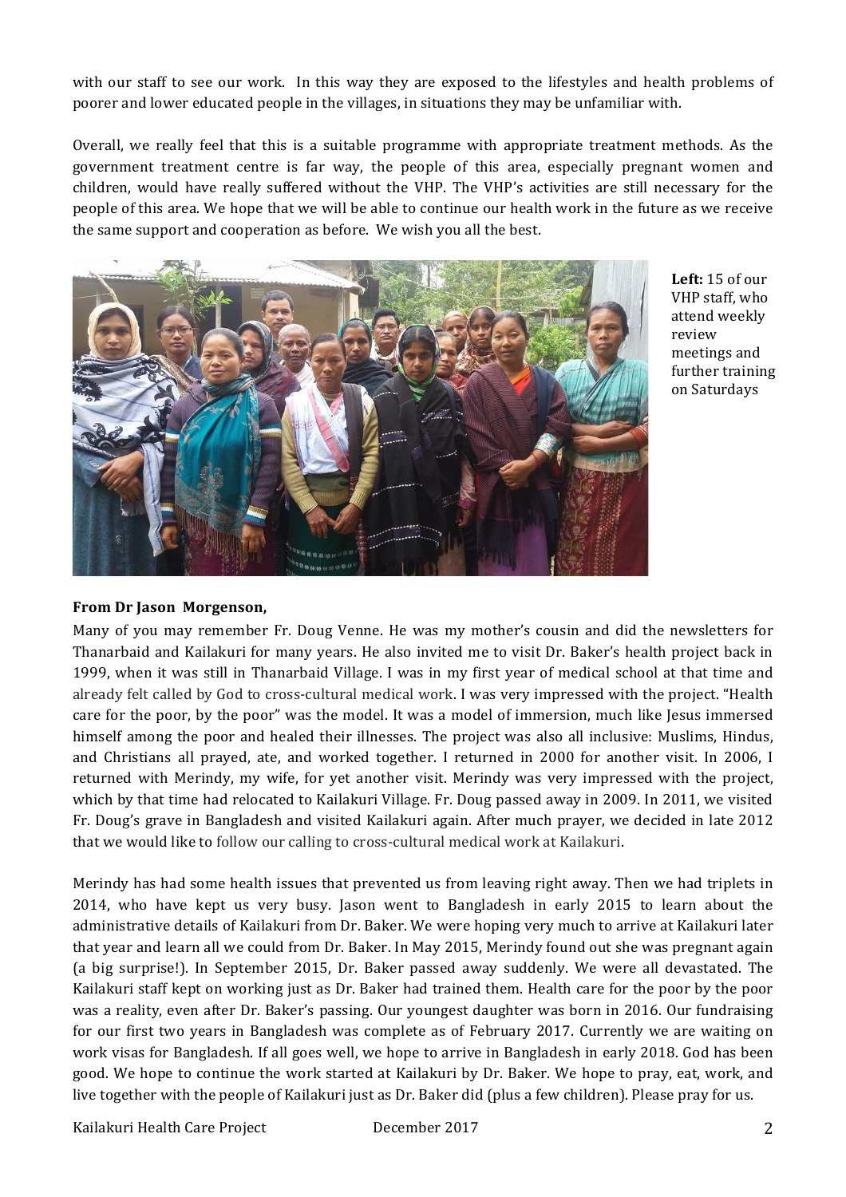with our staff to see our work. In this way they are exposed to the lifestyles and health problems of poorer and lower educated people in the villages, in situations they may be unfamiliar with.

Overall, we really feel that this is a suitable programme with appropriate treatment methods. As the government treatment centre is far way, the people of this area, especially pregnant women and children, would have really suffered without the VHP. The VHP's activities are still necessary for the people of this area. We hope that we will be able to continue our health work in the future as we receive the same support and cooperation as before. We wish you all the best.

**Left:** 15 of our VHP staff, who attend weekly review meetings and further training on Saturdays

**From Dr Jason Morgenson,**

Many of you may remember Fr. Doug Venne. He was my mother's cousin and did the newsletters for Thanarbaid and Kailakuri for many years. He also invited me to visit Dr. Baker's health project back in 1999, when it was still in Thanarbaid Village. I was in my first year of medical school at that time and already felt called by God to cross-cultural medical work. I was very impressed with the project. "Health care for the poor, by the poor" was the model. It was a model of immersion, much like Jesus immersed himself among the poor and healed their illnesses. The project was also all inclusive: Muslims, Hindus, and Christians all prayed, ate, and worked together. I returned in 2000 for another visit. In 2006, I returned with Merindy, my wife, for yet another visit. Merindy was very impressed with the project, which by that time had relocated to Kailakuri Village. Fr. Doug passed away in 2009. In 2011, we visited Fr. Doug's grave in Bangladesh and visited Kailakuri again. After much prayer, we decided in late 2012 that we would like to follow our calling to cross-cultural medical work at Kailakuri.

Merindy has had some health issues that prevented us from leaving right away. Then we had triplets in 2014, who have kept us very busy. Jason went to Bangladesh in early 2015 to learn about the administrative details of Kailakuri from Dr. Baker. We were hoping very much to arrive at Kailakuri later that year and learn all we could from Dr. Baker. In May 2015, Merindy found out she was pregnant again (a big surprise!). In September 2015, Dr. Baker passed away suddenly. We were all devastated. The Kailakuri staff kept on working just as Dr. Baker had trained them. Health care for the poor by the poor was a reality, even after Dr. Baker's passing. Our youngest daughter was born in 2016. Our fundraising for our first two years in Bangladesh was complete as of February 2017. Currently we are waiting on work visas for Bangladesh. If all goes well, we hope to arrive in Bangladesh in early 2018. God has been good. We hope to continue the work started at Kailakuri by Dr. Baker. We hope to pray, eat, work, and live together with the people of Kailakuri just as Dr. Baker did (plus a few children). Please pray for us.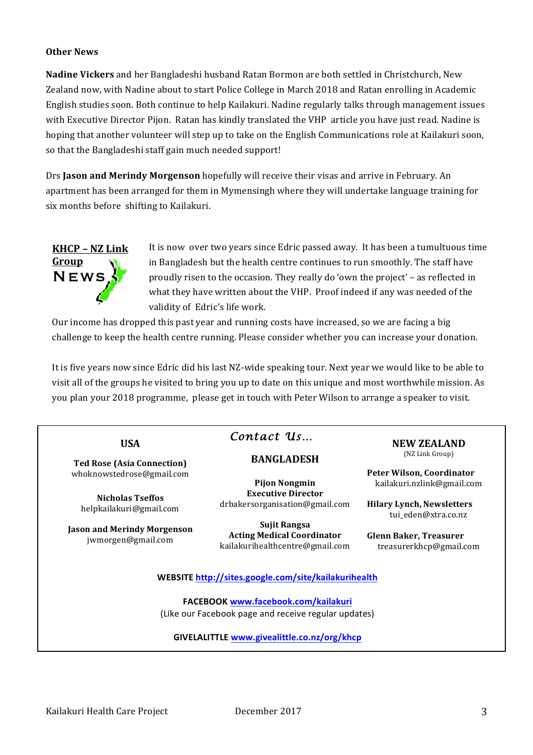**Other News**

**Nadine Vickers** and her Bangladeshi husband Ratan Bormon are both settled in Christchurch, New Zealand now, with Nadine about to start Police College in March 2018 and Ratan enrolling in Academic English studies soon. Both continue to help Kailakuri. Nadine regularly talks through management issues with Executive Director Pijon. Ratan has kindly translated the VHP article you have just read. Nadine is hoping that another volunteer will step up to take on the English Communications role at Kailakuri soon, so that the Bangladeshi staff gain much needed support!

Drs **Jason and Merindy Morgenson** hopefully will receive their visas and arrive in February. An apartment has been arranged for them in Mymensingh where they will undertake language training for six months before shifting to Kailakuri.

## KHCP – NZ Link Group NEWS

It is now over two years since Edric passed away. It has been a tumultuous time in Bangladesh but the health centre continues to run smoothly. The staff have proudly risen to the occasion. They really do 'own the project' – as reflected in what they have written about the VHP. Proof indeed if any was needed of the validity of Edric's life work.

Our income has dropped this past year and running costs have increased, so we are facing a big challenge to keep the health centre running. Please consider whether you can increase your donation.

It is five years now since Edric did his last NZ-wide speaking tour. Next year we would like to be able to visit all of the groups he visited to bring you up to date on this unique and most worthwhile mission. As you plan your 2018 programme, please get in touch with Peter Wilson to arrange a speaker to visit.

## *Contact Us…*

### USA

**Ted Rose (Asia Connection)**
whoknowstedrose@gmail.com

**Nicholas Tseffos**
helpkailakuri@gmail.com

**Jason and Merindy Morgenson**
jwmorgen@gmail.com

### BANGLADESH

**Pijon Nongmin**
**Executive Director**
drbakersorganisation@gmail.com

**Sujit Rangsa**
**Acting Medical Coordinator**
kailakurihealthcentre@gmail.com

### NEW ZEALAND
(NZ Link Group)

**Peter Wilson, Coordinator**
kailakuri.nzlink@gmail.com

**Hilary Lynch, Newsletters**
tui_eden@xtra.co.nz

**Glenn Baker, Treasurer**
treasurerkhcp@gmail.com

**WEBSITE** http://sites.google.com/site/kailakurihealth

**FACEBOOK** www.facebook.com/kailakuri
(Like our Facebook page and receive regular updates)

**GIVELALITTLE** www.givealittle.co.nz/org/khcp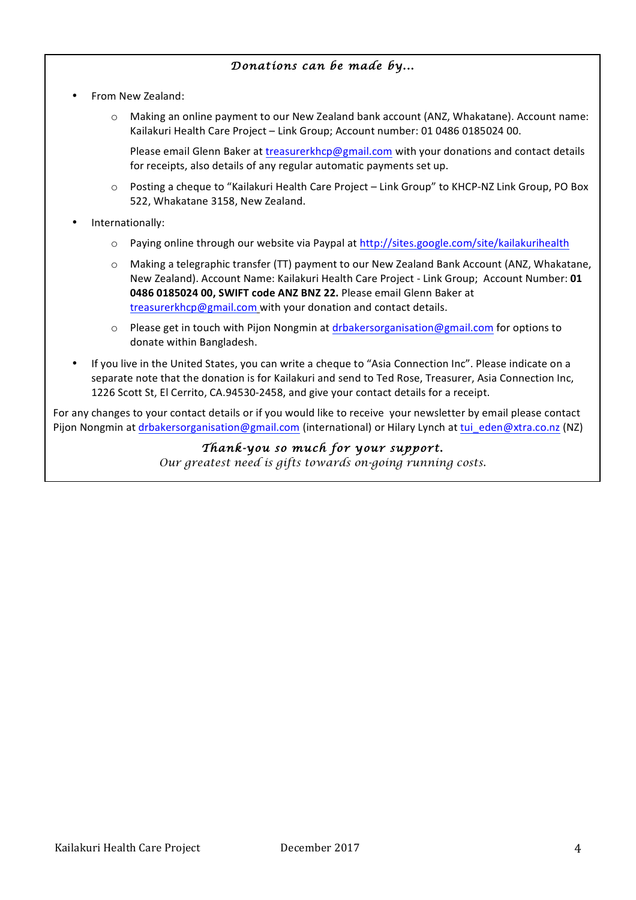## *Donations can be made by…*

- From New Zealand:
  - Making an online payment to our New Zealand bank account (ANZ, Whakatane). Account name: Kailakuri Health Care Project – Link Group; Account number: 01 0486 0185024 00.

    Please email Glenn Baker at treasurerkhcp@gmail.com with your donations and contact details for receipts, also details of any regular automatic payments set up.
  - Posting a cheque to "Kailakuri Health Care Project – Link Group" to KHCP-NZ Link Group, PO Box 522, Whakatane 3158, New Zealand.
- Internationally:
  - Paying online through our website via Paypal at http://sites.google.com/site/kailakurihealth
  - Making a telegraphic transfer (TT) payment to our New Zealand Bank Account (ANZ, Whakatane, New Zealand). Account Name: Kailakuri Health Care Project - Link Group; Account Number: **01 0486 0185024 00, SWIFT code ANZ BNZ 22.** Please email Glenn Baker at treasurerkhcp@gmail.com with your donation and contact details.
  - Please get in touch with Pijon Nongmin at drbakersorganisation@gmail.com for options to donate within Bangladesh.
- If you live in the United States, you can write a cheque to "Asia Connection Inc". Please indicate on a separate note that the donation is for Kailakuri and send to Ted Rose, Treasurer, Asia Connection Inc, 1226 Scott St, El Cerrito, CA.94530-2458, and give your contact details for a receipt.

For any changes to your contact details or if you would like to receive your newsletter by email please contact Pijon Nongmin at drbakersorganisation@gmail.com (international) or Hilary Lynch at tui_eden@xtra.co.nz (NZ)

***Thank-you so much for your support.***

*Our greatest need is gifts towards on-going running costs.*